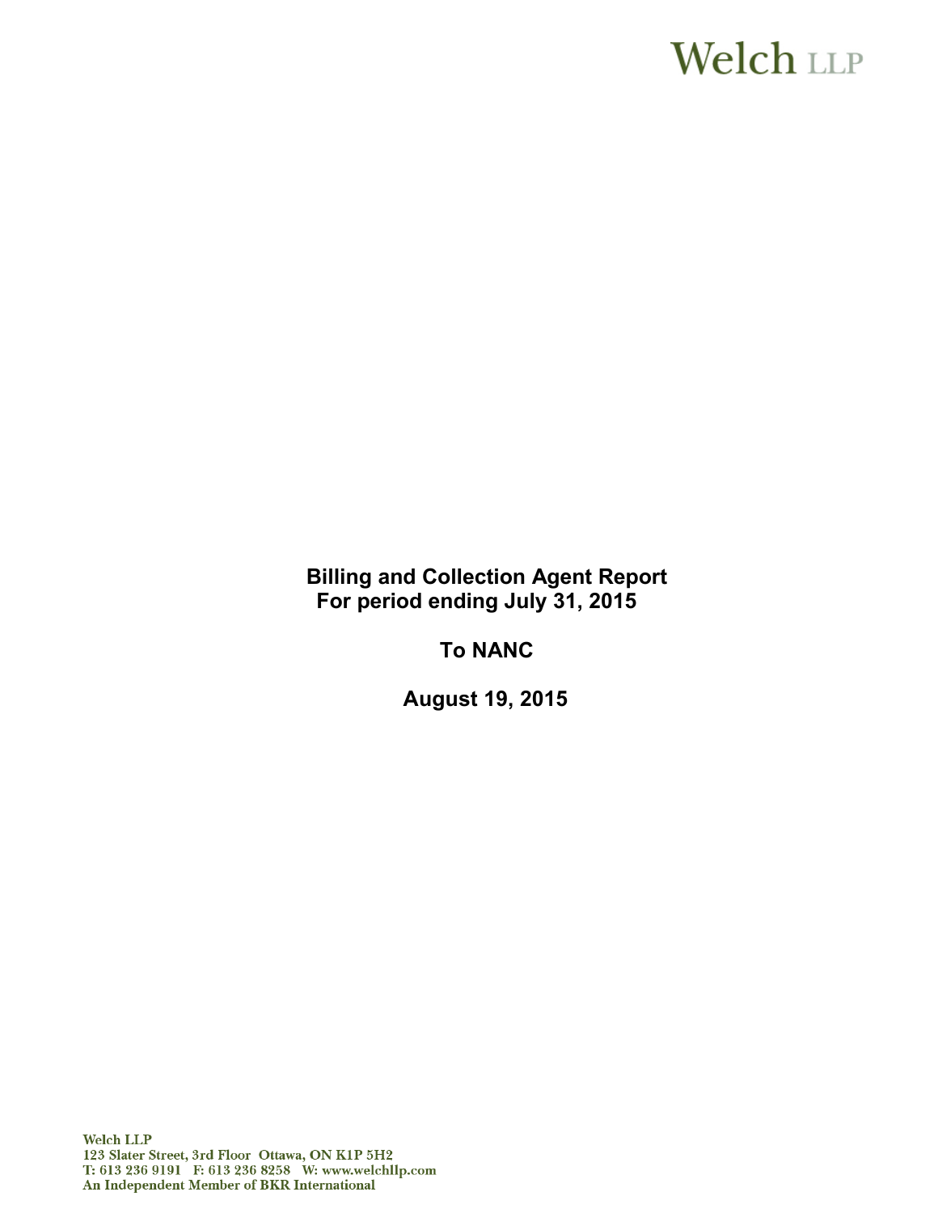Welch LLP

# Billing and Collection Agent Report
## For period ending July 31, 2015

## To NANC

## August 19, 2015

Welch LLP
123 Slater Street, 3rd Floor Ottawa, ON K1P 5H2
T: 613 236 9191 F: 613 236 8258 W: www.welchllp.com
An Independent Member of BKR International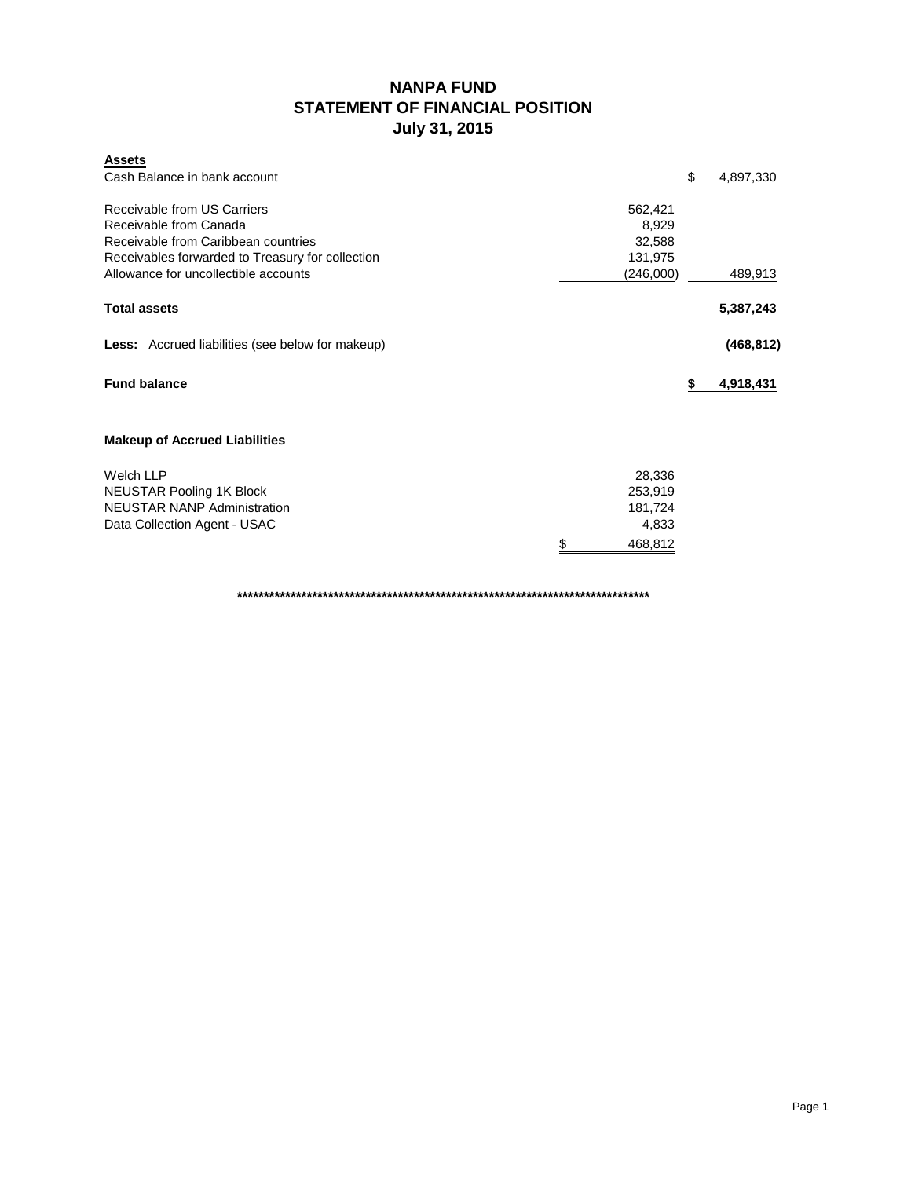# NANPA FUND
## STATEMENT OF FINANCIAL POSITION
### July 31, 2015

| **Assets** | | |
|---|---|---|
| Cash Balance in bank account | | $ 4,897,330 |
| Receivable from US Carriers | 562,421 | |
| Receivable from Canada | 8,929 | |
| Receivable from Caribbean countries | 32,588 | |
| Receivables forwarded to Treasury for collection | 131,975 | |
| Allowance for uncollectible accounts | (246,000) | 489,913 |
| **Total assets** | | **5,387,243** |
| **Less:** Accrued liabilities (see below for makeup) | | **(468,812)** |
| **Fund balance** | | **$ 4,918,431** |

### Makeup of Accrued Liabilities

| | |
|---|---|
| Welch LLP | 28,336 |
| NEUSTAR Pooling 1K Block | 253,919 |
| NEUSTAR NANP Administration | 181,724 |
| Data Collection Agent - USAC | 4,833 |
| | $ 468,812 |

*************************************************************************************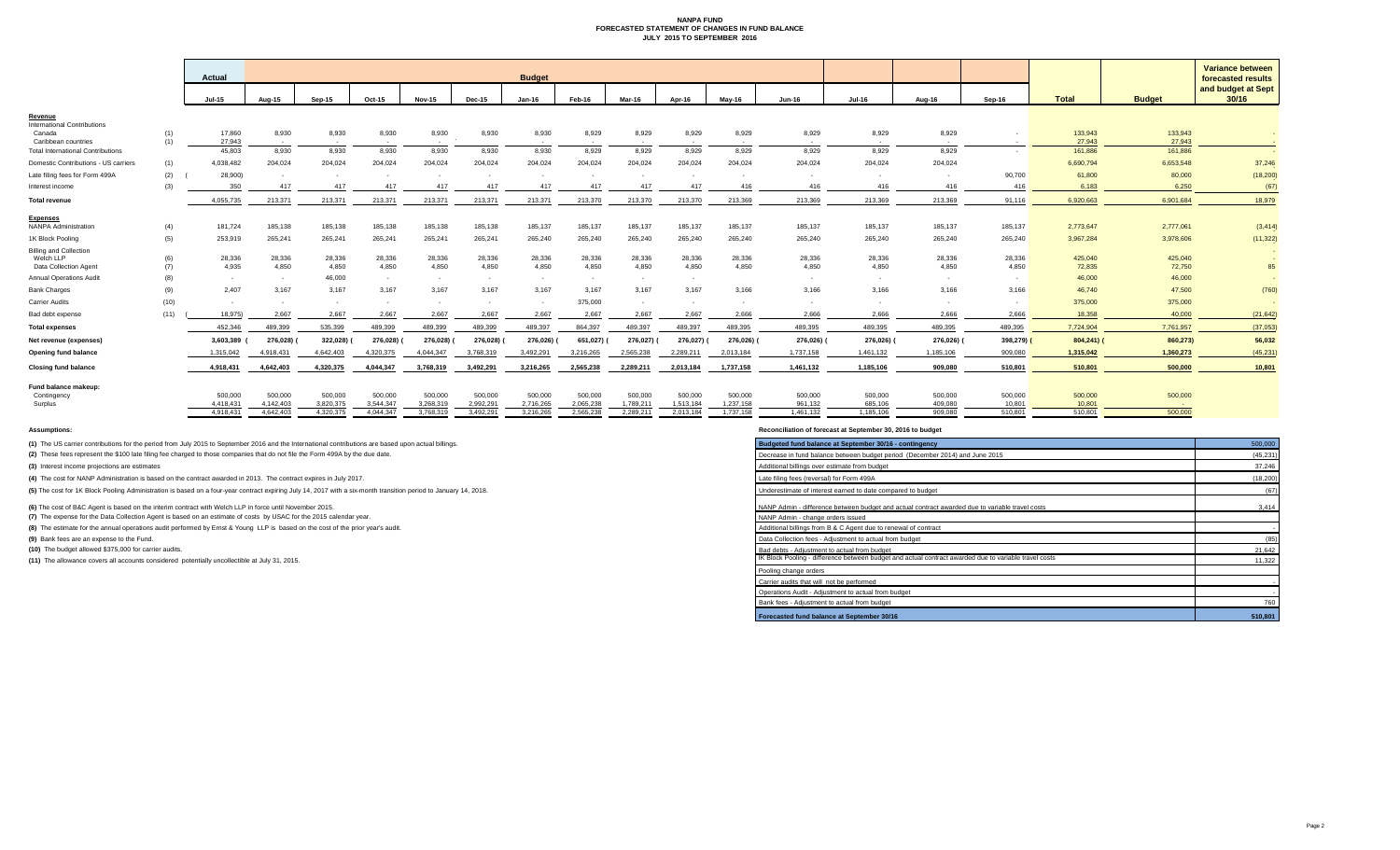# NANPA FUND
## FORECASTED STATEMENT OF CHANGES IN FUND BALANCE
### JULY 2015 TO SEPTEMBER 2016

| | | Actual | Budget | | | | | | | | | | | | | | | | Variance between forecasted results and budget at Sept 30/16 |
|---|---|---|---|---|---|---|---|---|---|---|---|---|---|---|---|---|---|---|---|
| | | Jul-15 | Aug-15 | Sep-15 | Oct-15 | Nov-15 | Dec-15 | Jan-16 | Feb-16 | Mar-16 | Apr-16 | May-16 | Jun-16 | Jul-16 | Aug-16 | Sep-16 | Total | Budget | |
| **Revenue** | | | | | | | | | | | | | | | | | | | |
| International Contributions | | | | | | | | | | | | | | | | | | | |
| Canada | (1) | 17,860 | 8,930 | 8,930 | 8,930 | 8,930 | 8,930 | 8,930 | 8,929 | 8,929 | 8,929 | 8,929 | 8,929 | 8,929 | 8,929 | - | 133,943 | 133,943 | - |
| Caribbean countries | (1) | 27,943 | - | - | - | - | - | - | - | - | - | - | - | - | - | - | 27,943 | 27,943 | - |
| Total International Contributions | | 45,803 | 8,930 | 8,930 | 8,930 | 8,930 | 8,930 | 8,930 | 8,929 | 8,929 | 8,929 | 8,929 | 8,929 | 8,929 | 8,929 | - | 161,886 | 161,886 | - |
| Domestic Contributions - US carriers | (1) | 4,038,482 | 204,024 | 204,024 | 204,024 | 204,024 | 204,024 | 204,024 | 204,024 | 204,024 | 204,024 | 204,024 | 204,024 | 204,024 | 204,024 | | 6,690,794 | 6,653,548 | 37,246 |
| Late filing fees for Form 499A | (2) | (28,900) | - | - | - | - | - | - | - | - | - | - | - | - | - | 90,700 | 61,800 | 80,000 | (18,200) |
| Interest income | (3) | 350 | 417 | 417 | 417 | 417 | 417 | 417 | 417 | 417 | 417 | 416 | 416 | 416 | 416 | 416 | 6,183 | 6,250 | (67) |
| **Total revenue** | | 4,055,735 | 213,371 | 213,371 | 213,371 | 213,371 | 213,371 | 213,371 | 213,370 | 213,370 | 213,370 | 213,369 | 213,369 | 213,369 | 213,369 | 91,116 | 6,920,663 | 6,901,684 | 18,979 |
| **Expenses** | | | | | | | | | | | | | | | | | | | |
| NANPA Administration | (4) | 181,724 | 185,138 | 185,138 | 185,138 | 185,138 | 185,138 | 185,137 | 185,137 | 185,137 | 185,137 | 185,137 | 185,137 | 185,137 | 185,137 | 185,137 | 2,773,647 | 2,777,061 | (3,414) |
| 1K Block Pooling | (5) | 253,919 | 265,241 | 265,241 | 265,241 | 265,241 | 265,241 | 265,240 | 265,240 | 265,240 | 265,240 | 265,240 | 265,240 | 265,240 | 265,240 | 265,240 | 3,967,284 | 3,978,606 | (11,322) |
| Billing and Collection | | | | | | | | | | | | | | | | | | | - |
| Welch LLP | (6) | 28,336 | 28,336 | 28,336 | 28,336 | 28,336 | 28,336 | 28,336 | 28,336 | 28,336 | 28,336 | 28,336 | 28,336 | 28,336 | 28,336 | 28,336 | 425,040 | 425,040 | - |
| Data Collection Agent | (7) | 4,935 | 4,850 | 4,850 | 4,850 | 4,850 | 4,850 | 4,850 | 4,850 | 4,850 | 4,850 | 4,850 | 4,850 | 4,850 | 4,850 | 4,850 | 72,835 | 72,750 | 85 |
| Annual Operations Audit | (8) | - | - | 46,000 | - | - | - | - | - | - | - | | - | - | - | - | 46,000 | 46,000 | - |
| Bank Charges | (9) | 2,407 | 3,167 | 3,167 | 3,167 | 3,167 | 3,167 | 3,167 | 3,167 | 3,167 | 3,167 | 3,166 | 3,166 | 3,166 | 3,166 | 3,166 | 46,740 | 47,500 | (760) |
| Carrier Audits | (10) | - | - | - | - | - | - | - | 375,000 | - | - | - | - | - | - | - | 375,000 | 375,000 | - |
| Bad debt expense | (11) | (18,975) | 2,667 | 2,667 | 2,667 | 2,667 | 2,667 | 2,667 | 2,667 | 2,667 | 2,667 | 2,666 | 2,666 | 2,666 | 2,666 | 2,666 | 18,358 | 40,000 | (21,642) |
| **Total expenses** | | 452,346 | 489,399 | 535,399 | 489,399 | 489,399 | 489,399 | 489,397 | 864,397 | 489,397 | 489,397 | 489,395 | 489,395 | 489,395 | 489,395 | 489,395 | 7,724,904 | 7,761,957 | (37,053) |
| **Net revenue (expenses)** | | 3,603,389 | (276,028) | (322,028) | (276,028) | (276,028) | (276,028) | (276,026) | (651,027) | (276,027) | (276,027) | (276,026) | (276,026) | (276,026) | (276,026) | (398,279) | (804,241) | (860,273) | 56,032 |
| **Opening fund balance** | | 1,315,042 | 4,918,431 | 4,642,403 | 4,320,375 | 4,044,347 | 3,768,319 | 3,492,291 | 3,216,265 | 2,565,238 | 2,289,211 | 2,013,184 | 1,737,158 | 1,461,132 | 1,185,106 | 909,080 | 1,315,042 | 1,360,273 | (45,231) |
| **Closing fund balance** | | 4,918,431 | 4,642,403 | 4,320,375 | 4,044,347 | 3,768,319 | 3,492,291 | 3,216,265 | 2,565,238 | 2,289,211 | 2,013,184 | 1,737,158 | 1,461,132 | 1,185,106 | 909,080 | 510,801 | 510,801 | 500,000 | 10,801 |
| **Fund balance makeup:** | | | | | | | | | | | | | | | | | | | |
| Contingency | | 500,000 | 500,000 | 500,000 | 500,000 | 500,000 | 500,000 | 500,000 | 500,000 | 500,000 | 500,000 | 500,000 | 500,000 | 500,000 | 500,000 | 500,000 | 500,000 | 500,000 | |
| Surplus | | 4,418,431 | 4,142,403 | 3,820,375 | 3,544,347 | 3,268,319 | 2,992,291 | 2,716,265 | 2,065,238 | 1,789,211 | 1,513,184 | 1,237,158 | 961,132 | 685,106 | 409,080 | 10,801 | 10,801 | - | |
| | | 4,918,431 | 4,642,403 | 4,320,375 | 4,044,347 | 3,768,319 | 3,492,291 | 3,216,265 | 2,565,238 | 2,289,211 | 2,013,184 | 1,737,158 | 1,461,132 | 1,185,106 | 909,080 | 510,801 | 510,801 | 500,000 | |

**Assumptions:**

**(1)** The US carrier contributions for the period from July 2015 to September 2016 and the International contributions are based upon actual billings.

**(2)** These fees represent the $100 late filing fee charged to those companies that do not file the Form 499A by the due date.

**(3)** Interest income projections are estimates

**(4)** The cost for NANP Administration is based on the contract awarded in 2013. The contract expires in July 2017.

**(5)** The cost for 1K Block Pooling Administration is based on a four-year contract expiring July 14, 2017 with a six-month transition period to January 14, 2018.

**(6)** The cost of B&C Agent is based on the interim contract with Welch LLP in force until November 2015.

**(7)** The expense for the Data Collection Agent is based on an estimate of costs by USAC for the 2015 calendar year.

**(8)** The estimate for the annual operations audit performed by Ernst & Young LLP is based on the cost of the prior year's audit.

**(9)** Bank fees are an expense to the Fund.

**(10)** The budget allowed $375,000 for carrier audits.

**(11)** The allowance covers all accounts considered potentially uncollectible at July 31, 2015.

**Reconciliation of forecast at September 30, 2016 to budget**

| Item | Amount |
|---|---|
| **Budgeted fund balance at September 30/16 - contingency** | 500,000 |
| Decrease in fund balance between budget period (December 2014) and June 2015 | (45,231) |
| Additional billings over estimate from budget | 37,246 |
| Late filing fees (reversal) for Form 499A | (18,200) |
| Underestimate of interest earned to date compared to budget | (67) |
| NANP Admin - difference between budget and actual contract awarded due to variable travel costs | 3,414 |
| NANP Admin - change orders issued | |
| Additional billings from B & C Agent due to renewal of contract | - |
| Data Collection fees - Adjustment to actual from budget | (85) |
| Bad debts - Adjustment to actual from budget | 21,642 |
| IK Block Pooling - difference between budget and actual contract awarded due to variable travel costs | 11,322 |
| Pooling change orders | |
| Carrier audits that will not be performed | - |
| Operations Audit - Adjustment to actual from budget | - |
| Bank fees - Adjustment to actual from budget | 760 |
| **Forecasted fund balance at September 30/16** | **510,801** |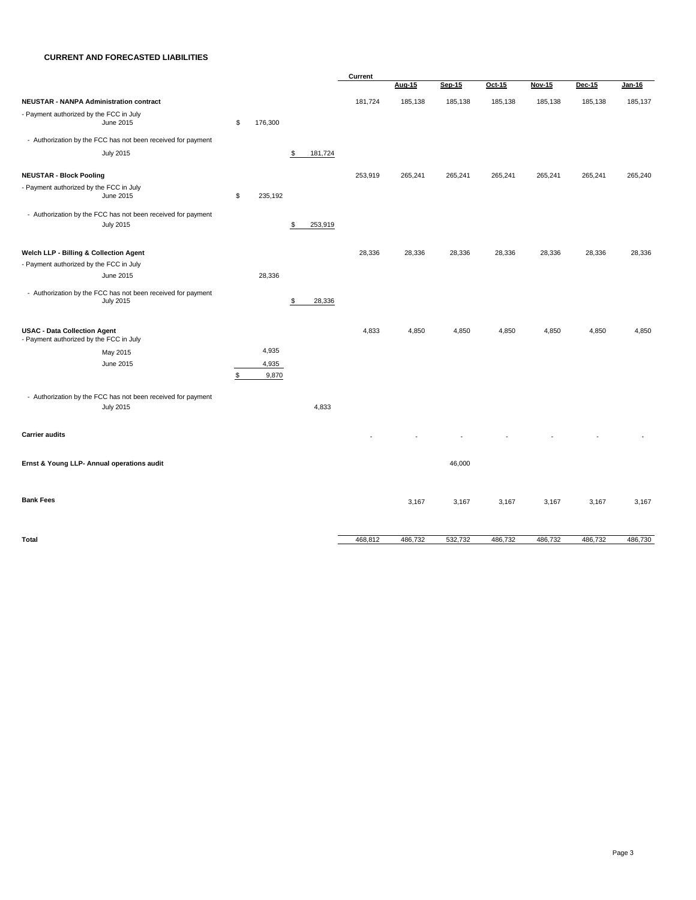# CURRENT AND FORECASTED LIABILITIES

| | | | Current | Aug-15 | Sep-15 | Oct-15 | Nov-15 | Dec-15 | Jan-16 |
|---|---|---|---|---|---|---|---|---|---|
| **NEUSTAR - NANPA Administration contract** | | | 181,724 | 185,138 | 185,138 | 185,138 | 185,138 | 185,138 | 185,137 |
| - Payment authorized by the FCC in July June 2015 | $ 176,300 | | | | | | | | |
| - Authorization by the FCC has not been received for payment July 2015 | | $ 181,724 | | | | | | | |
| **NEUSTAR - Block Pooling** | | | 253,919 | 265,241 | 265,241 | 265,241 | 265,241 | 265,241 | 265,240 |
| - Payment authorized by the FCC in July June 2015 | $ 235,192 | | | | | | | | |
| - Authorization by the FCC has not been received for payment July 2015 | | $ 253,919 | | | | | | | |
| **Welch LLP - Billing & Collection Agent** | | | 28,336 | 28,336 | 28,336 | 28,336 | 28,336 | 28,336 | 28,336 |
| - Payment authorized by the FCC in July June 2015 | 28,336 | | | | | | | | |
| - Authorization by the FCC has not been received for payment July 2015 | | $ 28,336 | | | | | | | |
| **USAC - Data Collection Agent** | | | 4,833 | 4,850 | 4,850 | 4,850 | 4,850 | 4,850 | 4,850 |
| - Payment authorized by the FCC in July | | | | | | | | | |
| May 2015 | 4,935 | | | | | | | | |
| June 2015 | 4,935 | | | | | | | | |
| | $ 9,870 | | | | | | | | |
| - Authorization by the FCC has not been received for payment July 2015 | | 4,833 | | | | | | | |
| **Carrier audits** | | | - | - | - | - | - | - | - |
| **Ernst & Young LLP- Annual operations audit** | | | | | 46,000 | | | | |
| **Bank Fees** | | | | 3,167 | 3,167 | 3,167 | 3,167 | 3,167 | 3,167 |
| **Total** | | | 468,812 | 486,732 | 532,732 | 486,732 | 486,732 | 486,732 | 486,730 |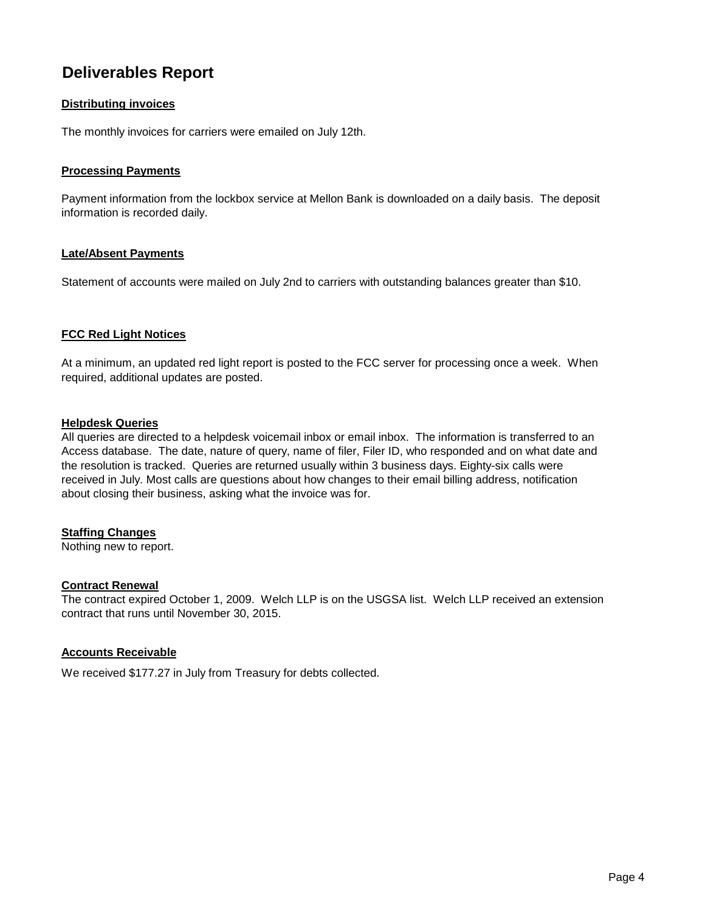# Deliverables Report

**Distributing invoices**

The monthly invoices for carriers were emailed on July 12th.

**Processing Payments**

Payment information from the lockbox service at Mellon Bank is downloaded on a daily basis. The deposit information is recorded daily.

**Late/Absent Payments**

Statement of accounts were mailed on July 2nd to carriers with outstanding balances greater than $10.

**FCC Red Light Notices**

At a minimum, an updated red light report is posted to the FCC server for processing once a week. When required, additional updates are posted.

**Helpdesk Queries**

All queries are directed to a helpdesk voicemail inbox or email inbox. The information is transferred to an Access database. The date, nature of query, name of filer, Filer ID, who responded and on what date and the resolution is tracked. Queries are returned usually within 3 business days. Eighty-six calls were received in July. Most calls are questions about how changes to their email billing address, notification about closing their business, asking what the invoice was for.

**Staffing Changes**

Nothing new to report.

**Contract Renewal**

The contract expired October 1, 2009. Welch LLP is on the USGSA list. Welch LLP received an extension contract that runs until November 30, 2015.

**Accounts Receivable**

We received $177.27 in July from Treasury for debts collected.